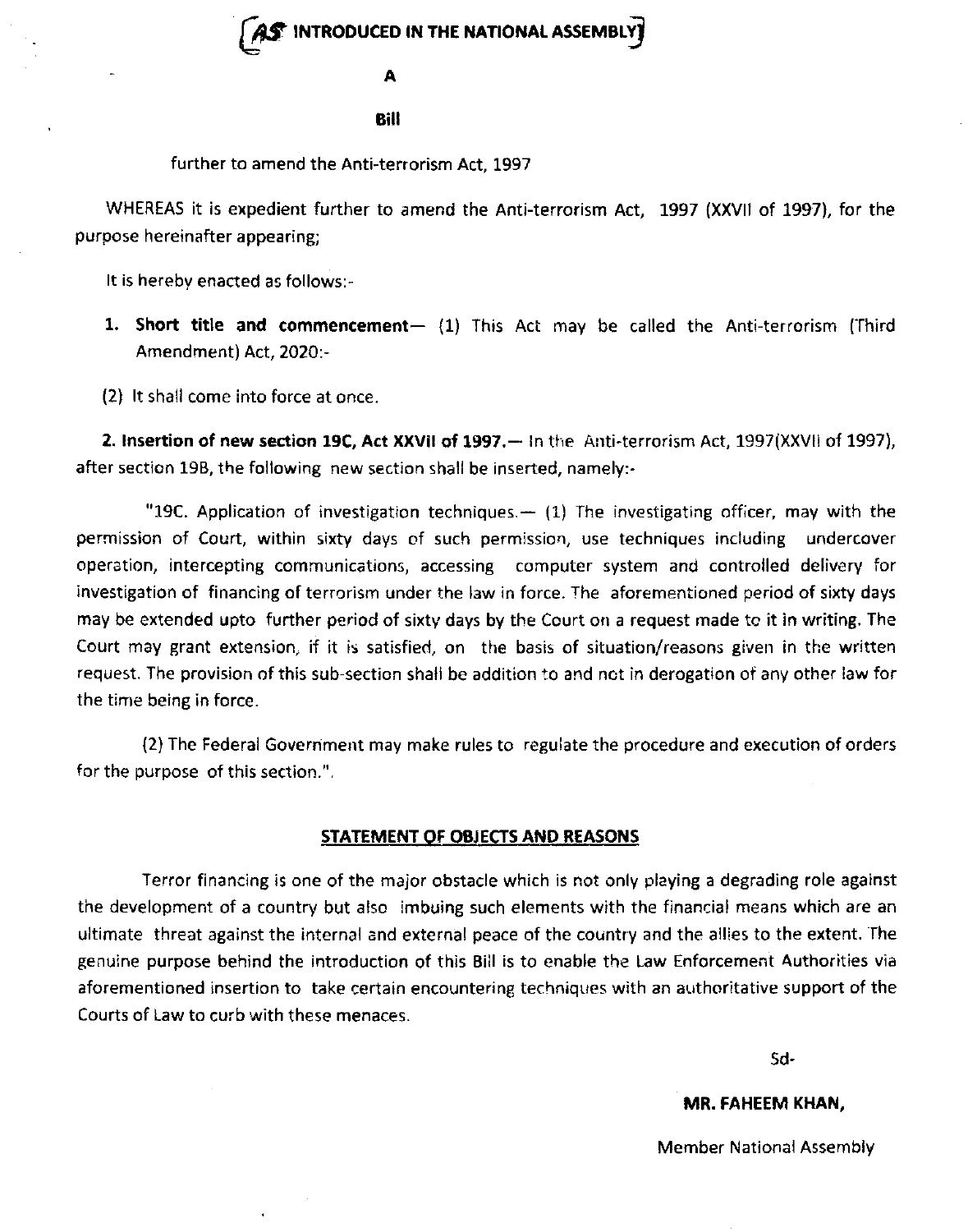[AS INTRODUCED IN THE NATIONAL ASSEMBLY]

**A**

**Bill**

further to amend the Anti-terrorism Act, 1997

WHEREAS it is expedient further to amend the Anti-terrorism Act, 1997 (XXVII of 1997), for the purpose hereinafter appearing;

It is hereby enacted as follows:-

1. **Short title and commencement**— (1) This Act may be called the Anti-terrorism (Third Amendment) Act, 2020:-

(2) It shall come into force at once.

**2. Insertion of new section 19C, Act XXVII of 1997.**— In the Anti-terrorism Act, 1997(XXVII of 1997), after section 19B, the following new section shall be inserted, namely:-

"19C. Application of investigation techniques.— (1) The investigating officer, may with the permission of Court, within sixty days of such permission, use techniques including undercover operation, intercepting communications, accessing computer system and controlled delivery for investigation of financing of terrorism under the law in force. The aforementioned period of sixty days may be extended upto further period of sixty days by the Court on a request made to it in writing. The Court may grant extension, if it is satisfied, on the basis of situation/reasons given in the written request. The provision of this sub-section shall be addition to and not in derogation of any other law for the time being in force.

(2) The Federal Government may make rules to regulate the procedure and execution of orders for the purpose of this section.".

## STATEMENT OF OBJECTS AND REASONS

Terror financing is one of the major obstacle which is not only playing a degrading role against the development of a country but also imbuing such elements with the financial means which are an ultimate threat against the internal and external peace of the country and the allies to the extent. The genuine purpose behind the introduction of this Bill is to enable the Law Enforcement Authorities via aforementioned insertion to take certain encountering techniques with an authoritative support of the Courts of Law to curb with these menaces.

Sd-

**MR. FAHEEM KHAN,**

Member National Assembly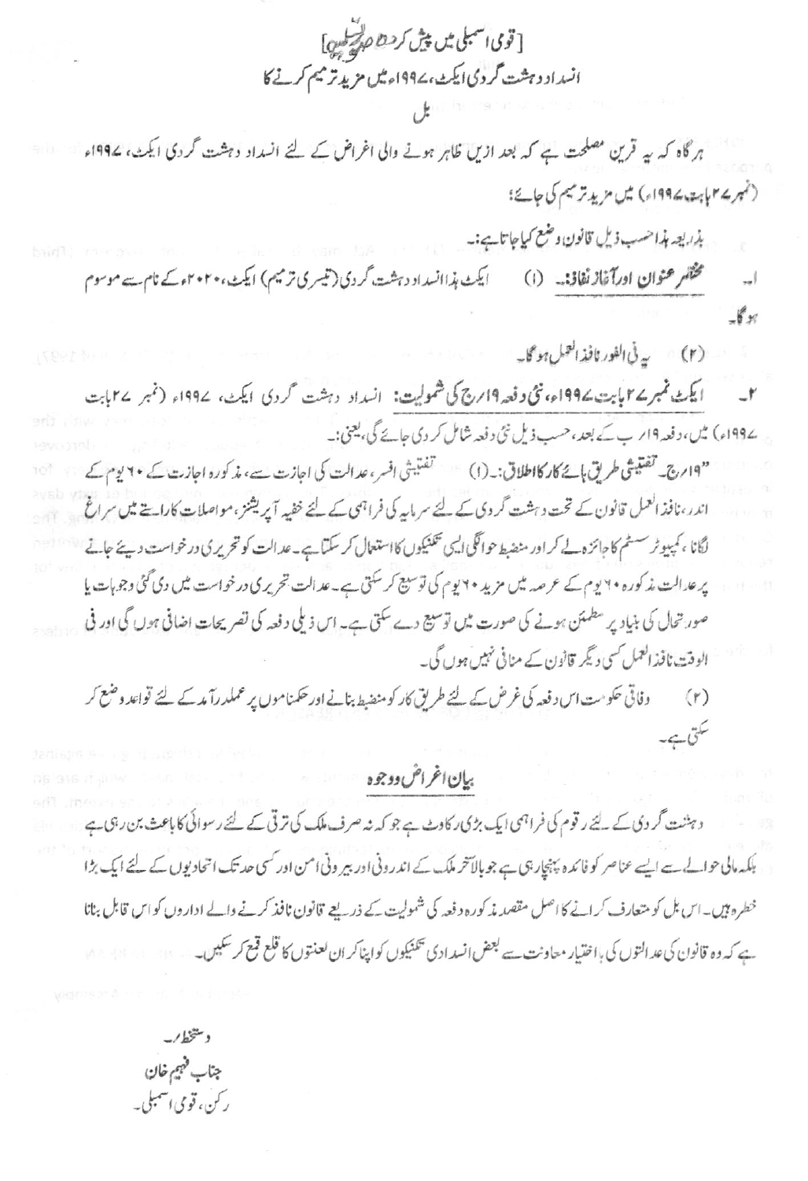[قومی اسمبلی میں پیش کردہ صورت میں]

# انسداد دہشت گردی ایکٹ، ۱۹۹۷ء میں مزید ترمیم کرنے کا

## بل

ہرگاہ کہ یہ قرین مصلحت ہے کہ بعد ازیں ظاہر ہونے والی اغراض کے لئے انسداد دہشت گردی ایکٹ، ۱۹۹۷ء (نمبر ۲۷ بابت ۱۹۹۷ء) میں مزید ترمیم کی جائے؛

بذریعہ ہذا حسب ذیل قانون وضع کیا جاتا ہے:-

۱۔ **مختصر عنوان اور آغاز نفاذ:-** (۱) ایکٹ ہذا انسداد دہشت گردی (تیسری ترمیم) ایکٹ، ۲۰۲۰ء کے نام سے موسوم ہوگا۔

(۲) یہ فی الفور نافذ العمل ہوگا۔

۲۔ **ایکٹ نمبر ۲۷ بابت ۱۹۹۷ء، نئی دفعہ ۱۹ ارج کی شمولیت:** انسداد دہشت گردی ایکٹ، ۱۹۹۷ء (نمبر ۲۷ بابت ۱۹۹۷ء) میں، دفعہ ۱۹ ارب کے بعد، حسب ذیل نئی دفعہ شامل کر دی جائے گی، یعنی:-

"۱۹ ارج۔ **تفتیشی طریق ہائے کار کا اطلاق:-** (۱) تفتیشی افسر، عدالت کی اجازت سے، مذکورہ اجازت کے ۶۰ یوم کے اندر، نافذ العمل قانون کے تحت دہشت گردی کے لئے سرمایہ کی فراہمی کے لئے خفیہ آپریشنز، مواصلات کا راستے میں سراغ لگانا، کمپیوٹر سسٹم کا جائزہ لے کر اور منضبط حوالگی ایسی تکنیکوں کا استعمال کر سکتا ہے۔ عدالت کو تحریری درخواست دیئے جانے پر عدالت مذکورہ ۶۰ یوم کے عرصہ میں مزید ۶۰ یوم کی توسیع کر سکتی ہے۔ عدالت تحریری درخواست میں دی گئی وجوہات یا صورتحال کی بنیاد پر مطمئن ہونے کی صورت میں توسیع دے سکتی ہے۔ اس ذیلی دفعہ کی تصریحات اضافی ہوں گی اور فی الوقت نافذ العمل کسی دیگر قانون کے منافی نہیں ہوں گی۔

(۲) وفاقی حکومت اس دفعہ کی غرض کے لئے طریق کار کو منضبط بنانے اور حکمناموں پر عملدرآمد کے لئے قواعد وضع کر سکتی ہے۔

## بیان اغراض ووجوہ

دہشت گردی کے لئے رقوم کی فراہمی ایک بڑی رکاوٹ ہے جو کہ نہ صرف ملک کی ترقی کے لئے رسوائی کا باعث بن رہی ہے بلکہ مالی حوالے سے ایسے عناصر کو فائدہ پہنچا رہی ہے جو بالآخر ملک کے اندرونی اور بیرونی امن اور کسی حد تک اتحادیوں کے لئے ایک بڑا خطرہ ہیں۔ اس بل کو متعارف کرانے کا اصل مقصد مذکورہ دفعہ کی شمولیت کے ذریعے قانون نافذ کرنے والے اداروں کو اس قابل بنانا ہے کہ وہ قانون کی عدالتوں کی با اختیار معاونت سے بعض انسدادی تکنیکوں کو اپنا کر ان لعنتوں کا قلع قمع کر سکیں۔

دستخط/-
جناب فہیم خان
رکن، قومی اسمبلی۔